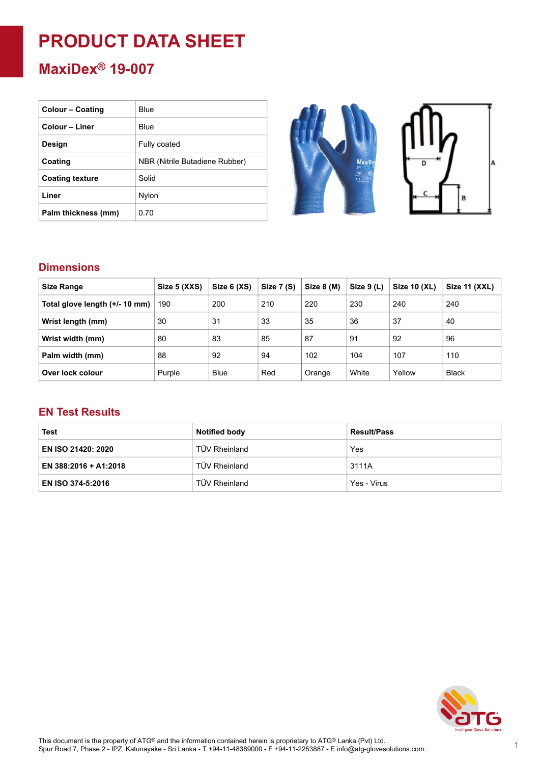# PRODUCT DATA SHEET

## MaxiDex® 19-007

| Colour – Coating | Blue |
|---|---|
| Colour – Liner | Blue |
| Design | Fully coated |
| Coating | NBR (Nitrile Butadiene Rubber) |
| Coating texture | Solid |
| Liner | Nylon |
| Palm thickness (mm) | 0.70 |

## Dimensions

| Size Range | Size 5 (XXS) | Size 6 (XS) | Size 7 (S) | Size 8 (M) | Size 9 (L) | Size 10 (XL) | Size 11 (XXL) |
|---|---|---|---|---|---|---|---|
| Total glove length (+/- 10 mm) | 190 | 200 | 210 | 220 | 230 | 240 | 240 |
| Wrist length (mm) | 30 | 31 | 33 | 35 | 36 | 37 | 40 |
| Wrist width (mm) | 80 | 83 | 85 | 87 | 91 | 92 | 96 |
| Palm width (mm) | 88 | 92 | 94 | 102 | 104 | 107 | 110 |
| Over lock colour | Purple | Blue | Red | Orange | White | Yellow | Black |

## EN Test Results

| Test | Notified body | Result/Pass |
|---|---|---|
| EN ISO 21420: 2020 | TÜV Rheinland | Yes |
| EN 388:2016 + A1:2018 | TÜV Rheinland | 3111A |
| EN ISO 374-5:2016 | TÜV Rheinland | Yes - Virus |

This document is the property of ATG® and the information contained herein is proprietary to ATG® Lanka (Pvt) Ltd.
Spur Road 7, Phase 2 - IPZ, Katunayake - Sri Lanka - T +94-11-48389000 - F +94-11-2253887 - E info@atg-glovesolutions.com.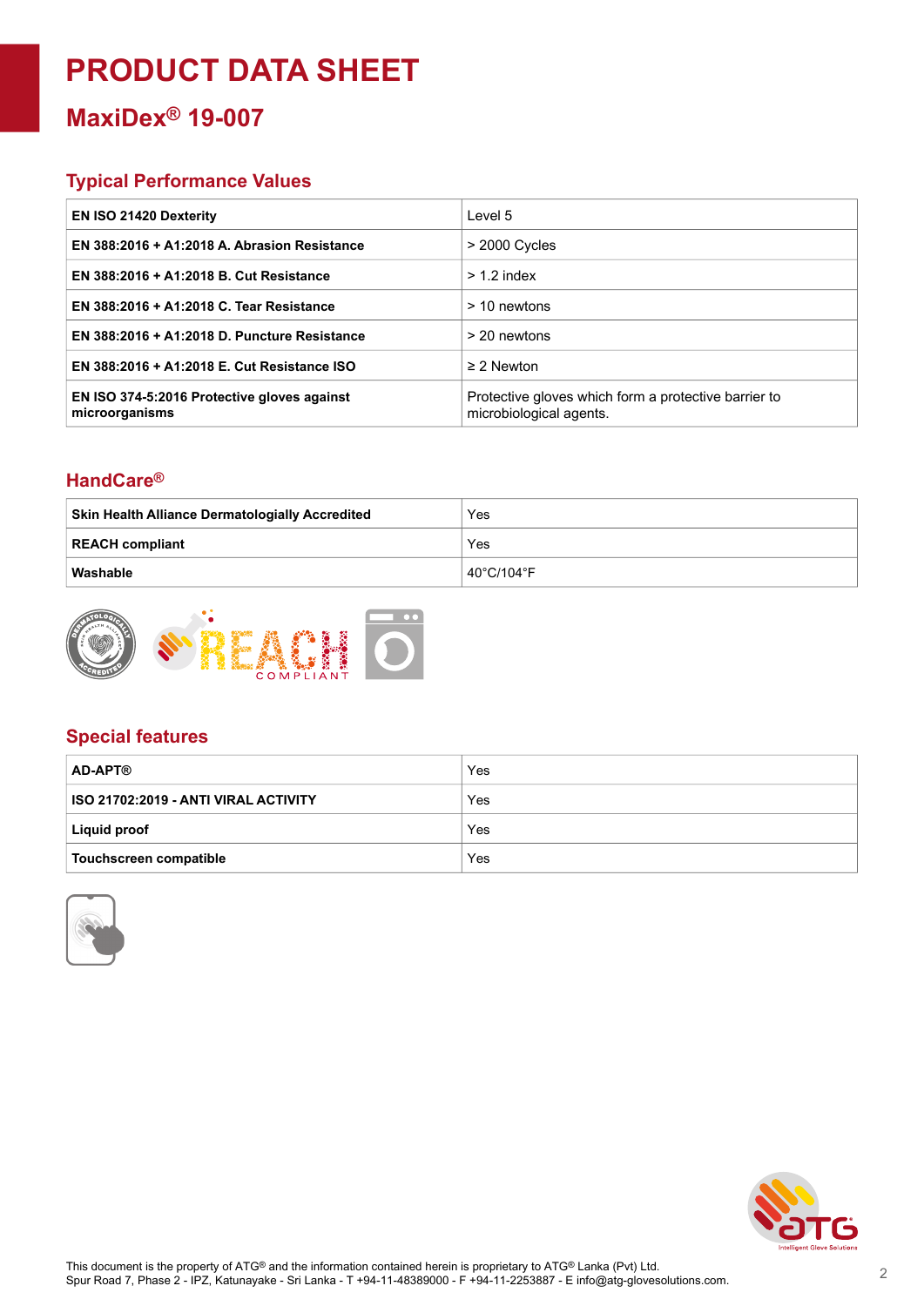# PRODUCT DATA SHEET

## MaxiDex® 19-007

### Typical Performance Values

| | |
|---|---|
| **EN ISO 21420 Dexterity** | Level 5 |
| **EN 388:2016 + A1:2018 A. Abrasion Resistance** | > 2000 Cycles |
| **EN 388:2016 + A1:2018 B. Cut Resistance** | > 1.2 index |
| **EN 388:2016 + A1:2018 C. Tear Resistance** | > 10 newtons |
| **EN 388:2016 + A1:2018 D. Puncture Resistance** | > 20 newtons |
| **EN 388:2016 + A1:2018 E. Cut Resistance ISO** | ≥ 2 Newton |
| **EN ISO 374-5:2016 Protective gloves against microorganisms** | Protective gloves which form a protective barrier to microbiological agents. |

### HandCare®

| | |
|---|---|
| **Skin Health Alliance Dermatologially Accredited** | Yes |
| **REACH compliant** | Yes |
| **Washable** | 40°C/104°F |

### Special features

| | |
|---|---|
| **AD-APT®** | Yes |
| **ISO 21702:2019 - ANTI VIRAL ACTIVITY** | Yes |
| **Liquid proof** | Yes |
| **Touchscreen compatible** | Yes |

This document is the property of ATG® and the information contained herein is proprietary to ATG® Lanka (Pvt) Ltd.
Spur Road 7, Phase 2 - IPZ, Katunayake - Sri Lanka - T +94-11-48389000 - F +94-11-2253887 - E info@atg-glovesolutions.com.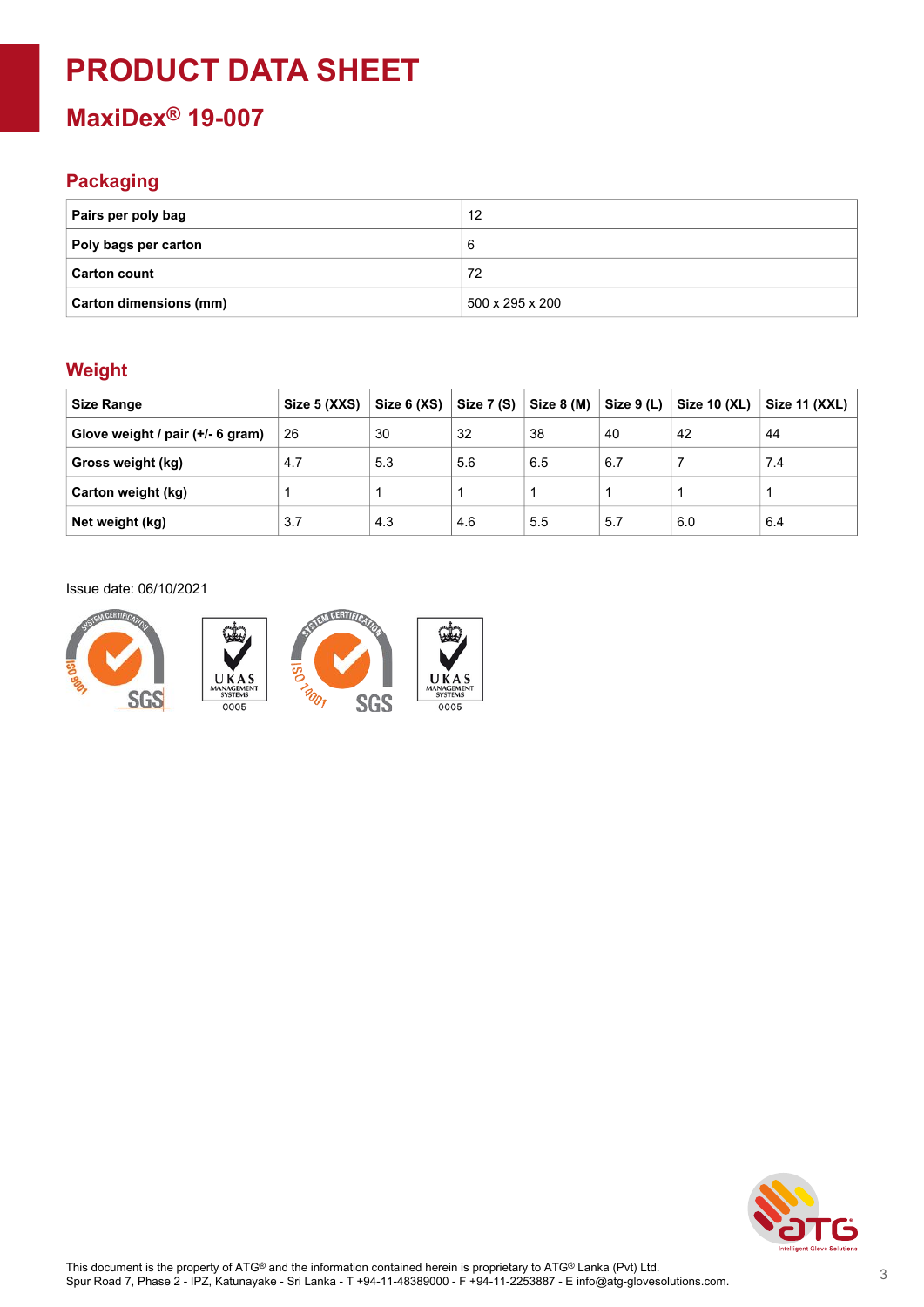# PRODUCT DATA SHEET

## MaxiDex® 19-007

### Packaging

| | |
|---|---|
| **Pairs per poly bag** | 12 |
| **Poly bags per carton** | 6 |
| **Carton count** | 72 |
| **Carton dimensions (mm)** | 500 x 295 x 200 |

### Weight

| **Size Range** | **Size 5 (XXS)** | **Size 6 (XS)** | **Size 7 (S)** | **Size 8 (M)** | **Size 9 (L)** | **Size 10 (XL)** | **Size 11 (XXL)** |
|---|---|---|---|---|---|---|---|
| **Glove weight / pair (+/- 6 gram)** | 26 | 30 | 32 | 38 | 40 | 42 | 44 |
| **Gross weight (kg)** | 4.7 | 5.3 | 5.6 | 6.5 | 6.7 | 7 | 7.4 |
| **Carton weight (kg)** | 1 | 1 | 1 | 1 | 1 | 1 | 1 |
| **Net weight (kg)** | 3.7 | 4.3 | 4.6 | 5.5 | 5.7 | 6.0 | 6.4 |

Issue date: 06/10/2021

This document is the property of ATG® and the information contained herein is proprietary to ATG® Lanka (Pvt) Ltd.
Spur Road 7, Phase 2 - IPZ, Katunayake - Sri Lanka - T +94-11-48389000 - F +94-11-2253887 - E info@atg-glovesolutions.com.